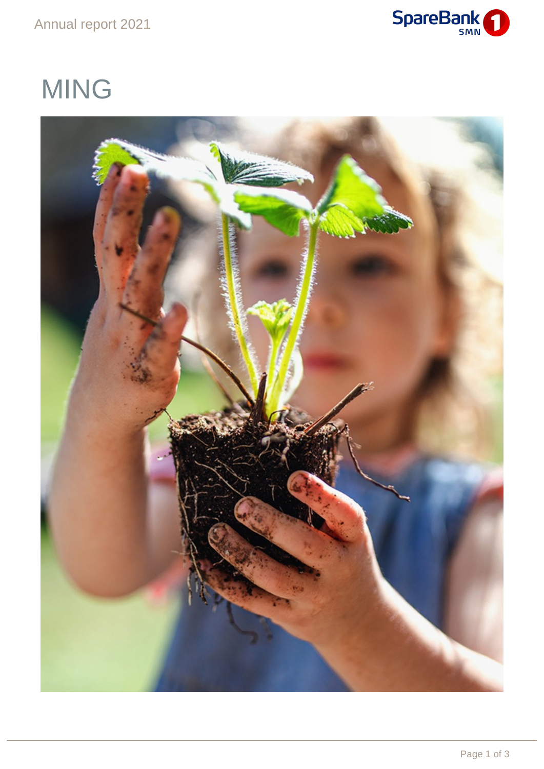# MING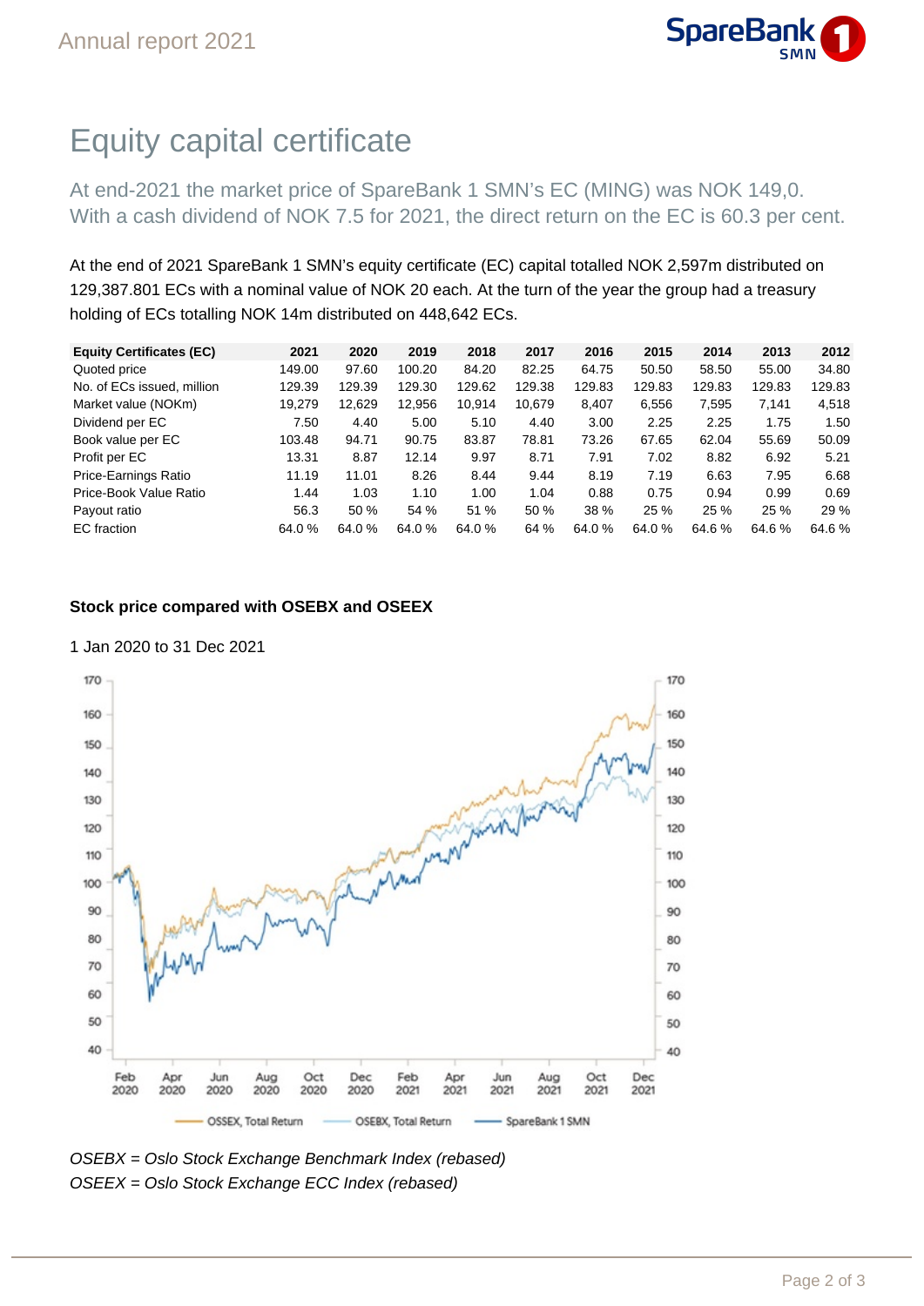# Equity capital certificate

At end-2021 the market price of SpareBank 1 SMN's EC (MING) was NOK 149,0. With a cash dividend of NOK 7.5 for 2021, the direct return on the EC is 60.3 per cent.

At the end of 2021 SpareBank 1 SMN's equity certificate (EC) capital totalled NOK 2,597m distributed on 129,387.801 ECs with a nominal value of NOK 20 each. At the turn of the year the group had a treasury holding of ECs totalling NOK 14m distributed on 448,642 ECs.

| Equity Certificates (EC) | 2021 | 2020 | 2019 | 2018 | 2017 | 2016 | 2015 | 2014 | 2013 | 2012 |
|---|---|---|---|---|---|---|---|---|---|---|
| Quoted price | 149.00 | 97.60 | 100.20 | 84.20 | 82.25 | 64.75 | 50.50 | 58.50 | 55.00 | 34.80 |
| No. of ECs issued, million | 129.39 | 129.39 | 129.30 | 129.62 | 129.38 | 129.83 | 129.83 | 129.83 | 129.83 | 129.83 |
| Market value (NOKm) | 19,279 | 12,629 | 12,956 | 10,914 | 10,679 | 8,407 | 6,556 | 7,595 | 7,141 | 4,518 |
| Dividend per EC | 7.50 | 4.40 | 5.00 | 5.10 | 4.40 | 3.00 | 2.25 | 2.25 | 1.75 | 1.50 |
| Book value per EC | 103.48 | 94.71 | 90.75 | 83.87 | 78.81 | 73.26 | 67.65 | 62.04 | 55.69 | 50.09 |
| Profit per EC | 13.31 | 8.87 | 12.14 | 9.97 | 8.71 | 7.91 | 7.02 | 8.82 | 6.92 | 5.21 |
| Price-Earnings Ratio | 11.19 | 11.01 | 8.26 | 8.44 | 9.44 | 8.19 | 7.19 | 6.63 | 7.95 | 6.68 |
| Price-Book Value Ratio | 1.44 | 1.03 | 1.10 | 1.00 | 1.04 | 0.88 | 0.75 | 0.94 | 0.99 | 0.69 |
| Payout ratio | 56.3 | 50 % | 54 % | 51 % | 50 % | 38 % | 25 % | 25 % | 25 % | 29 % |
| EC fraction | 64.0 % | 64.0 % | 64.0 % | 64.0 % | 64 % | 64.0 % | 64.0 % | 64.6 % | 64.6 % | 64.6 % |

**Stock price compared with OSEBX and OSEEX**

1 Jan 2020 to 31 Dec 2021

*OSEBX = Oslo Stock Exchange Benchmark Index (rebased)*
*OSEEX = Oslo Stock Exchange ECC Index (rebased)*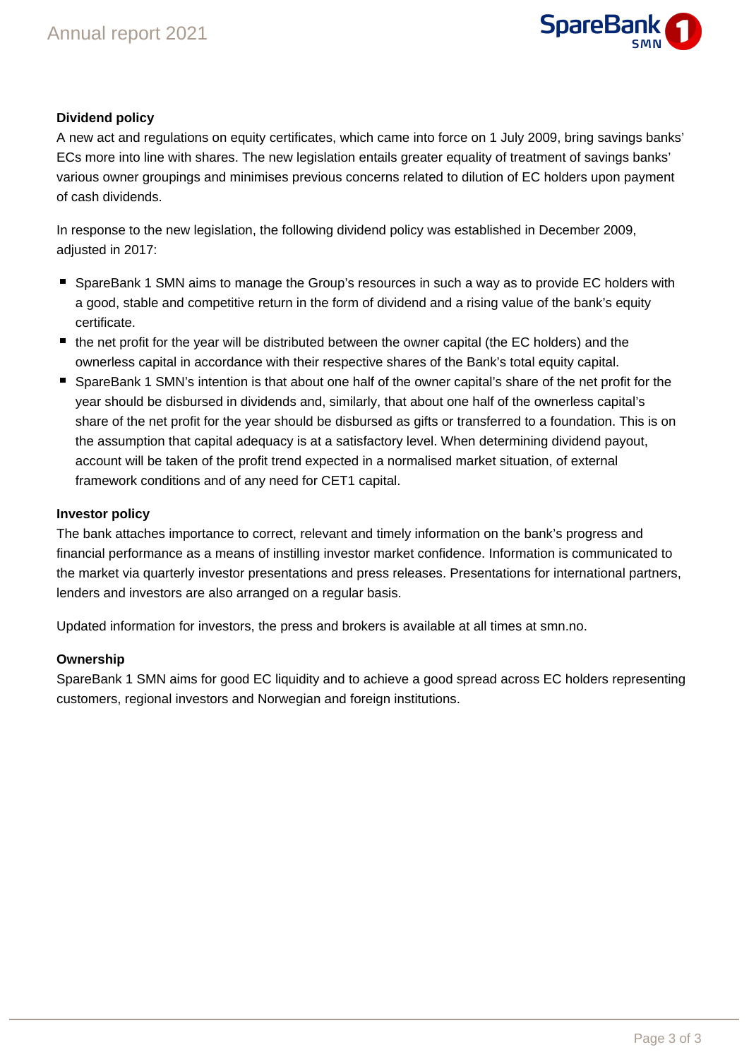### Dividend policy

A new act and regulations on equity certificates, which came into force on 1 July 2009, bring savings banks' ECs more into line with shares. The new legislation entails greater equality of treatment of savings banks' various owner groupings and minimises previous concerns related to dilution of EC holders upon payment of cash dividends.

In response to the new legislation, the following dividend policy was established in December 2009, adjusted in 2017:

- SpareBank 1 SMN aims to manage the Group's resources in such a way as to provide EC holders with a good, stable and competitive return in the form of dividend and a rising value of the bank's equity certificate.
- the net profit for the year will be distributed between the owner capital (the EC holders) and the ownerless capital in accordance with their respective shares of the Bank's total equity capital.
- SpareBank 1 SMN's intention is that about one half of the owner capital's share of the net profit for the year should be disbursed in dividends and, similarly, that about one half of the ownerless capital's share of the net profit for the year should be disbursed as gifts or transferred to a foundation. This is on the assumption that capital adequacy is at a satisfactory level. When determining dividend payout, account will be taken of the profit trend expected in a normalised market situation, of external framework conditions and of any need for CET1 capital.

### Investor policy

The bank attaches importance to correct, relevant and timely information on the bank's progress and financial performance as a means of instilling investor market confidence. Information is communicated to the market via quarterly investor presentations and press releases. Presentations for international partners, lenders and investors are also arranged on a regular basis.

Updated information for investors, the press and brokers is available at all times at smn.no.

### Ownership

SpareBank 1 SMN aims for good EC liquidity and to achieve a good spread across EC holders representing customers, regional investors and Norwegian and foreign institutions.